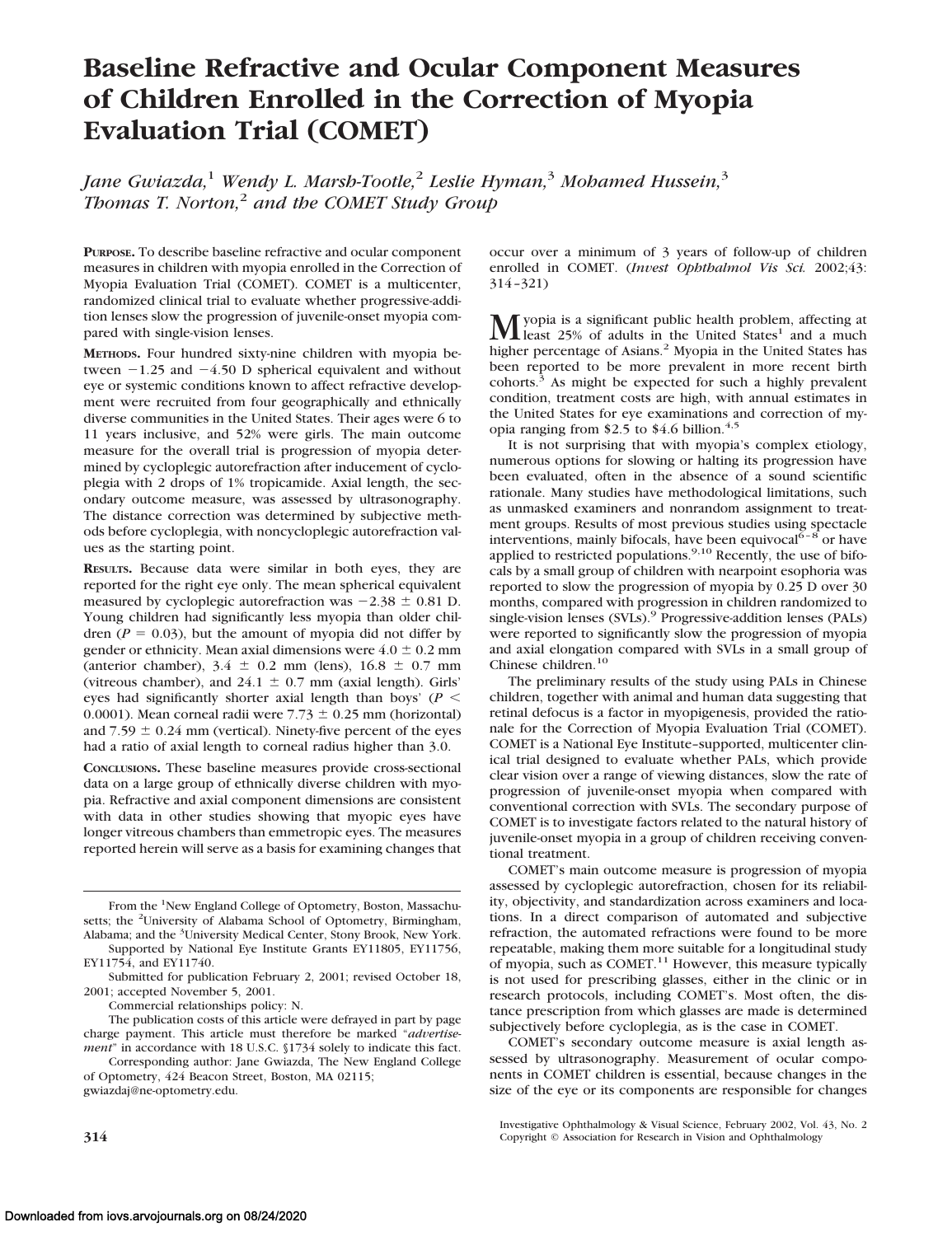# Baseline Refractive and Ocular Component Measures of Children Enrolled in the Correction of Myopia Evaluation Trial (COMET)

*Jane Gwiazda,*[1] *Wendy L. Marsh-Tootle,*[2] *Leslie Hyman,*[3] *Mohamed Hussein,*[3] *Thomas T. Norton,*[2] *and the COMET Study Group*

**PURPOSE.** To describe baseline refractive and ocular component measures in children with myopia enrolled in the Correction of Myopia Evaluation Trial (COMET). COMET is a multicenter, randomized clinical trial to evaluate whether progressive-addition lenses slow the progression of juvenile-onset myopia compared with single-vision lenses.

**METHODS.** Four hundred sixty-nine children with myopia between −1.25 and −4.50 D spherical equivalent and without eye or systemic conditions known to affect refractive development were recruited from four geographically and ethnically diverse communities in the United States. Their ages were 6 to 11 years inclusive, and 52% were girls. The main outcome measure for the overall trial is progression of myopia determined by cycloplegic autorefraction after inducement of cycloplegia with 2 drops of 1% tropicamide. Axial length, the secondary outcome measure, was assessed by ultrasonography. The distance correction was determined by subjective methods before cycloplegia, with noncycloplegic autorefraction values as the starting point.

**RESULTS.** Because data were similar in both eyes, they are reported for the right eye only. The mean spherical equivalent measured by cycloplegic autorefraction was $-2.38 \pm 0.81$ D. Young children had significantly less myopia than older children ($P = 0.03$), but the amount of myopia did not differ by gender or ethnicity. Mean axial dimensions were $4.0 \pm 0.2$ mm (anterior chamber), $3.4 \pm 0.2$ mm (lens), $16.8 \pm 0.7$ mm (vitreous chamber), and $24.1 \pm 0.7$ mm (axial length). Girls' eyes had significantly shorter axial length than boys' ($P < 0.0001$). Mean corneal radii were $7.73 \pm 0.25$ mm (horizontal) and $7.59 \pm 0.24$ mm (vertical). Ninety-five percent of the eyes had a ratio of axial length to corneal radius higher than 3.0.

**CONCLUSIONS.** These baseline measures provide cross-sectional data on a large group of ethnically diverse children with myopia. Refractive and axial component dimensions are consistent with data in other studies showing that myopic eyes have longer vitreous chambers than emmetropic eyes. The measures reported herein will serve as a basis for examining changes that occur over a minimum of 3 years of follow-up of children enrolled in COMET. (*Invest Ophthalmol Vis Sci.* 2002;43:314–321)

Myopia is a significant public health problem, affecting at least 25% of adults in the United States[1] and a much higher percentage of Asians.[2] Myopia in the United States has been reported to be more prevalent in more recent birth cohorts.[3] As might be expected for such a highly prevalent condition, treatment costs are high, with annual estimates in the United States for eye examinations and correction of myopia ranging from \$2.5 to \$4.6 billion.[4,5]

It is not surprising that with myopia's complex etiology, numerous options for slowing or halting its progression have been evaluated, often in the absence of a sound scientific rationale. Many studies have methodological limitations, such as unmasked examiners and nonrandom assignment to treatment groups. Results of most previous studies using spectacle interventions, mainly bifocals, have been equivocal[6–8] or have applied to restricted populations.[9,10] Recently, the use of bifocals by a small group of children with nearpoint esophoria was reported to slow the progression of myopia by 0.25 D over 30 months, compared with progression in children randomized to single-vision lenses (SVLs).[9] Progressive-addition lenses (PALs) were reported to significantly slow the progression of myopia and axial elongation compared with SVLs in a small group of Chinese children.[10]

The preliminary results of the study using PALs in Chinese children, together with animal and human data suggesting that retinal defocus is a factor in myopigenesis, provided the rationale for the Correction of Myopia Evaluation Trial (COMET). COMET is a National Eye Institute–supported, multicenter clinical trial designed to evaluate whether PALs, which provide clear vision over a range of viewing distances, slow the rate of progression of juvenile-onset myopia when compared with conventional correction with SVLs. The secondary purpose of COMET is to investigate factors related to the natural history of juvenile-onset myopia in a group of children receiving conventional treatment.

COMET's main outcome measure is progression of myopia assessed by cycloplegic autorefraction, chosen for its reliability, objectivity, and standardization across examiners and locations. In a direct comparison of automated and subjective refraction, the automated refractions were found to be more repeatable, making them more suitable for a longitudinal study of myopia, such as COMET.[11] However, this measure typically is not used for prescribing glasses, either in the clinic or in research protocols, including COMET's. Most often, the distance prescription from which glasses are made is determined subjectively before cycloplegia, as is the case in COMET.

COMET's secondary outcome measure is axial length assessed by ultrasonography. Measurement of ocular components in COMET children is essential, because changes in the size of the eye or its components are responsible for changes

---

From the [1]New England College of Optometry, Boston, Massachusetts; the [2]University of Alabama School of Optometry, Birmingham, Alabama; and the [3]University Medical Center, Stony Brook, New York.

Supported by National Eye Institute Grants EY11805, EY11756, EY11754, and EY11740.

Submitted for publication February 2, 2001; revised October 18, 2001; accepted November 5, 2001.

Commercial relationships policy: N.

The publication costs of this article were defrayed in part by page charge payment. This article must therefore be marked "*advertisement*" in accordance with 18 U.S.C. §1734 solely to indicate this fact.

Corresponding author: Jane Gwiazda, The New England College of Optometry, 424 Beacon Street, Boston, MA 02115; gwiazdaj@ne-optometry.edu.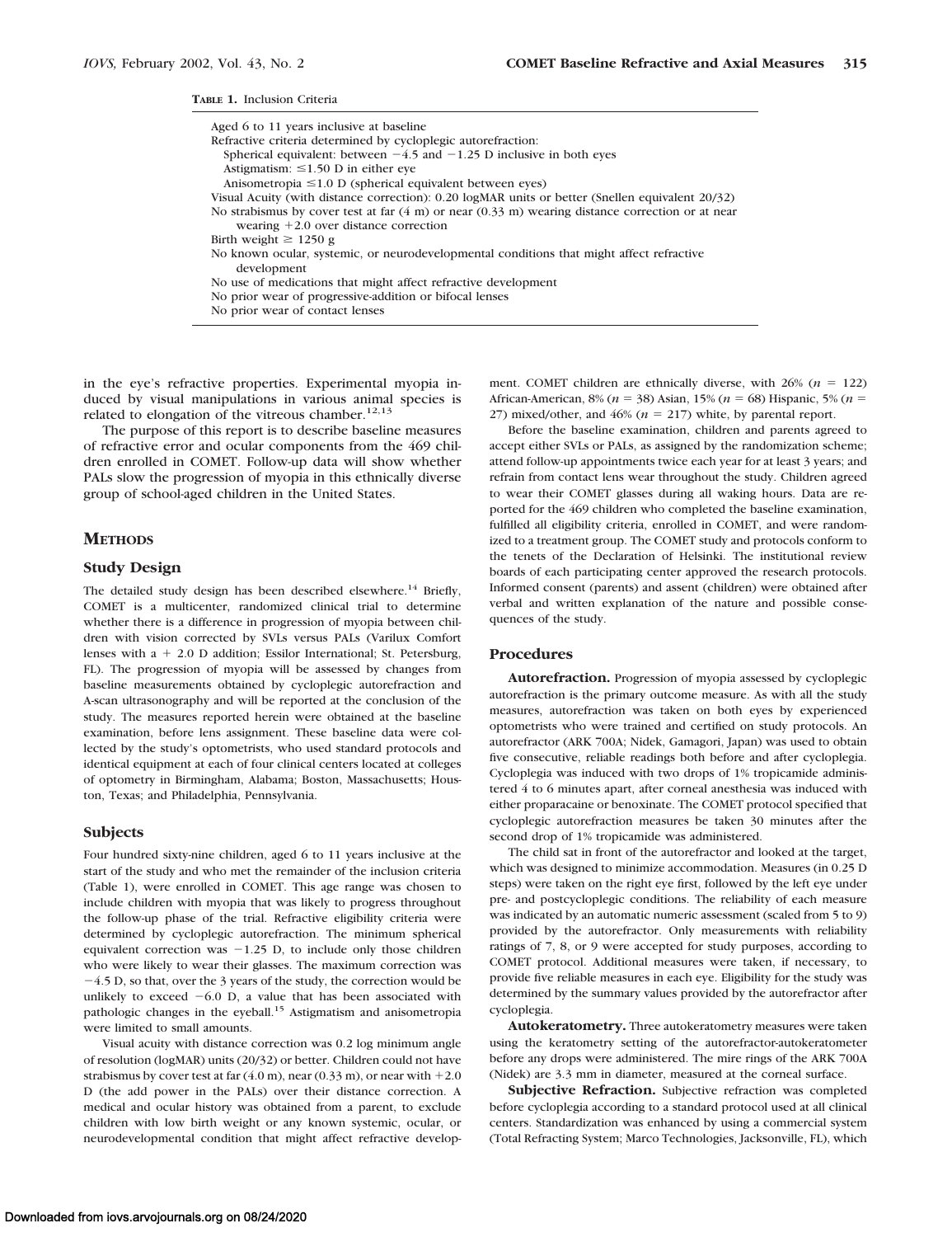**Table 1.** Inclusion Criteria

| |
|---|
| Aged 6 to 11 years inclusive at baseline |
| Refractive criteria determined by cycloplegic autorefraction: |
| Spherical equivalent: between −4.5 and −1.25 D inclusive in both eyes |
| Astigmatism: ≤1.50 D in either eye |
| Anisometropia ≤1.0 D (spherical equivalent between eyes) |
| Visual Acuity (with distance correction): 0.20 logMAR units or better (Snellen equivalent 20/32) |
| No strabismus by cover test at far (4 m) or near (0.33 m) wearing distance correction or at near wearing +2.0 over distance correction |
| Birth weight ≥ 1250 g |
| No known ocular, systemic, or neurodevelopmental conditions that might affect refractive development |
| No use of medications that might affect refractive development |
| No prior wear of progressive-addition or bifocal lenses |
| No prior wear of contact lenses |

in the eye's refractive properties. Experimental myopia induced by visual manipulations in various animal species is related to elongation of the vitreous chamber.[12,13]

The purpose of this report is to describe baseline measures of refractive error and ocular components from the 469 children enrolled in COMET. Follow-up data will show whether PALs slow the progression of myopia in this ethnically diverse group of school-aged children in the United States.

## Methods

### Study Design

The detailed study design has been described elsewhere.[14] Briefly, COMET is a multicenter, randomized clinical trial to determine whether there is a difference in progression of myopia between children with vision corrected by SVLs versus PALs (Varilux Comfort lenses with a + 2.0 D addition; Essilor International; St. Petersburg, FL). The progression of myopia will be assessed by changes from baseline measurements obtained by cycloplegic autorefraction and A-scan ultrasonography and will be reported at the conclusion of the study. The measures reported herein were obtained at the baseline examination, before lens assignment. These baseline data were collected by the study's optometrists, who used standard protocols and identical equipment at each of four clinical centers located at colleges of optometry in Birmingham, Alabama; Boston, Massachusetts; Houston, Texas; and Philadelphia, Pennsylvania.

### Subjects

Four hundred sixty-nine children, aged 6 to 11 years inclusive at the start of the study and who met the remainder of the inclusion criteria (Table 1), were enrolled in COMET. This age range was chosen to include children with myopia that was likely to progress throughout the follow-up phase of the trial. Refractive eligibility criteria were determined by cycloplegic autorefraction. The minimum spherical equivalent correction was −1.25 D, to include only those children who were likely to wear their glasses. The maximum correction was −4.5 D, so that, over the 3 years of the study, the correction would be unlikely to exceed −6.0 D, a value that has been associated with pathologic changes in the eyeball.[15] Astigmatism and anisometropia were limited to small amounts.

Visual acuity with distance correction was 0.2 log minimum angle of resolution (logMAR) units (20/32) or better. Children could not have strabismus by cover test at far (4.0 m), near (0.33 m), or near with +2.0 D (the add power in the PALs) over their distance correction. A medical and ocular history was obtained from a parent, to exclude children with low birth weight or any known systemic, ocular, or neurodevelopmental condition that might affect refractive development. COMET children are ethnically diverse, with 26% ($n$ = 122) African-American, 8% ($n$ = 38) Asian, 15% ($n$ = 68) Hispanic, 5% ($n$ = 27) mixed/other, and 46% ($n$ = 217) white, by parental report.

Before the baseline examination, children and parents agreed to accept either SVLs or PALs, as assigned by the randomization scheme; attend follow-up appointments twice each year for at least 3 years; and refrain from contact lens wear throughout the study. Children agreed to wear their COMET glasses during all waking hours. Data are reported for the 469 children who completed the baseline examination, fulfilled all eligibility criteria, enrolled in COMET, and were randomized to a treatment group. The COMET study and protocols conform to the tenets of the Declaration of Helsinki. The institutional review boards of each participating center approved the research protocols. Informed consent (parents) and assent (children) were obtained after verbal and written explanation of the nature and possible consequences of the study.

### Procedures

**Autorefraction.** Progression of myopia assessed by cycloplegic autorefraction is the primary outcome measure. As with all the study measures, autorefraction was taken on both eyes by experienced optometrists who were trained and certified on study protocols. An autorefractor (ARK 700A; Nidek, Gamagori, Japan) was used to obtain five consecutive, reliable readings both before and after cycloplegia. Cycloplegia was induced with two drops of 1% tropicamide administered 4 to 6 minutes apart, after corneal anesthesia was induced with either proparacaine or benoxinate. The COMET protocol specified that cycloplegic autorefraction measures be taken 30 minutes after the second drop of 1% tropicamide was administered.

The child sat in front of the autorefractor and looked at the target, which was designed to minimize accommodation. Measures (in 0.25 D steps) were taken on the right eye first, followed by the left eye under pre- and postcycloplegic conditions. The reliability of each measure was indicated by an automatic numeric assessment (scaled from 5 to 9) provided by the autorefractor. Only measurements with reliability ratings of 7, 8, or 9 were accepted for study purposes, according to COMET protocol. Additional measures were taken, if necessary, to provide five reliable measures in each eye. Eligibility for the study was determined by the summary values provided by the autorefractor after cycloplegia.

**Autokeratometry.** Three autokeratometry measures were taken using the keratometry setting of the autorefractor-autokeratometer before any drops were administered. The mire rings of the ARK 700A (Nidek) are 3.3 mm in diameter, measured at the corneal surface.

**Subjective Refraction.** Subjective refraction was completed before cycloplegia according to a standard protocol used at all clinical centers. Standardization was enhanced by using a commercial system (Total Refracting System; Marco Technologies, Jacksonville, FL), which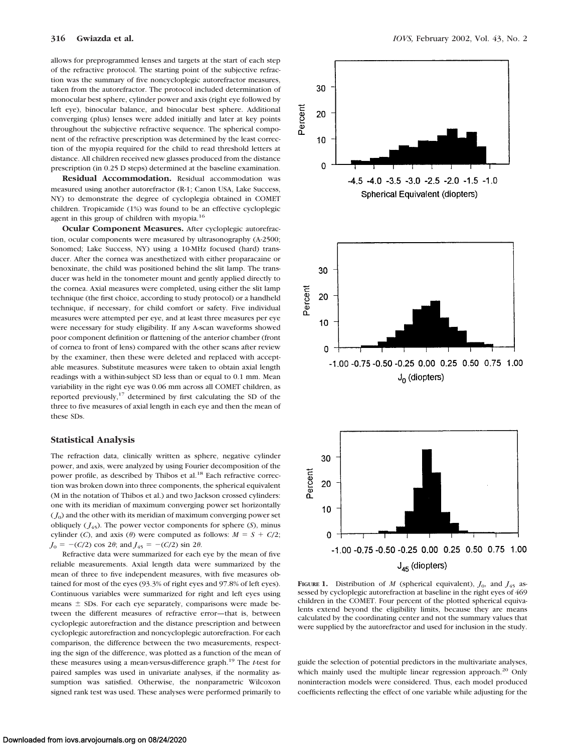allows for preprogrammed lenses and targets at the start of each step of the refractive protocol. The starting point of the subjective refraction was the summary of five noncycloplegic autorefractor measures, taken from the autorefractor. The protocol included determination of monocular best sphere, cylinder power and axis (right eye followed by left eye), binocular balance, and binocular best sphere. Additional converging (plus) lenses were added initially and later at key points throughout the subjective refractive sequence. The spherical component of the refractive prescription was determined by the least correction of the myopia required for the child to read threshold letters at distance. All children received new glasses produced from the distance prescription (in 0.25 D steps) determined at the baseline examination.

**Residual Accommodation.** Residual accommodation was measured using another autorefractor (R-1; Canon USA, Lake Success, NY) to demonstrate the degree of cycloplegia obtained in COMET children. Tropicamide (1%) was found to be an effective cycloplegic agent in this group of children with myopia.[16]

**Ocular Component Measures.** After cycloplegic autorefraction, ocular components were measured by ultrasonography (A-2500; Sonomed; Lake Success, NY) using a 10-MHz focused (hard) transducer. After the cornea was anesthetized with either proparacaine or benoxinate, the child was positioned behind the slit lamp. The transducer was held in the tonometer mount and gently applied directly to the cornea. Axial measures were completed, using either the slit lamp technique (the first choice, according to study protocol) or a handheld technique, if necessary, for child comfort or safety. Five individual measures were attempted per eye, and at least three measures per eye were necessary for study eligibility. If any A-scan waveforms showed poor component definition or flattening of the anterior chamber (front of cornea to front of lens) compared with the other scans after review by the examiner, then these were deleted and replaced with acceptable measures. Substitute measures were taken to obtain axial length readings with a within-subject SD less than or equal to 0.1 mm. Mean variability in the right eye was 0.06 mm across all COMET children, as reported previously,[17] determined by first calculating the SD of the three to five measures of axial length in each eye and then the mean of these SDs.

## Statistical Analysis

The refraction data, clinically written as sphere, negative cylinder power, and axis, were analyzed by using Fourier decomposition of the power profile, as described by Thibos et al.[18] Each refractive correction was broken down into three components, the spherical equivalent (M in the notation of Thibos et al.) and two Jackson crossed cylinders: one with its meridian of maximum converging power set horizontally ($J_0$) and the other with its meridian of maximum converging power set obliquely ($J_{45}$). The power vector components for sphere ($S$), minus cylinder ($C$), and axis ($\theta$) were computed as follows: $M = S + C/2$; $J_0 = -(C/2) \cos 2\theta$; and $J_{45} = -(C/2) \sin 2\theta$.

Refractive data were summarized for each eye by the mean of five reliable measurements. Axial length data were summarized by the mean of three to five independent measures, with five measures obtained for most of the eyes (93.3% of right eyes and 97.8% of left eyes). Continuous variables were summarized for right and left eyes using means ± SDs. For each eye separately, comparisons were made between the different measures of refractive error—that is, between cycloplegic autorefraction and the distance prescription and between cycloplegic autorefraction and noncycloplegic autorefraction. For each comparison, the difference between the two measurements, respecting the sign of the difference, was plotted as a function of the mean of these measures using a mean-versus-difference graph.[19] The $t$-test for paired samples was used in univariate analyses, if the normality assumption was satisfied. Otherwise, the nonparametric Wilcoxon signed rank test was used. These analyses were performed primarily to guide the selection of potential predictors in the multivariate analyses, which mainly used the multiple linear regression approach.[20] Only noninteraction models were considered. Thus, each model produced coefficients reflecting the effect of one variable while adjusting for the

**Figure 1.** Distribution of $M$ (spherical equivalent), $J_0$, and $J_{45}$ assessed by cycloplegic autorefraction at baseline in the right eyes of 469 children in the COMET. Four percent of the plotted spherical equivalents extend beyond the eligibility limits, because they are means calculated by the coordinating center and not the summary values that were supplied by the autorefractor and used for inclusion in the study.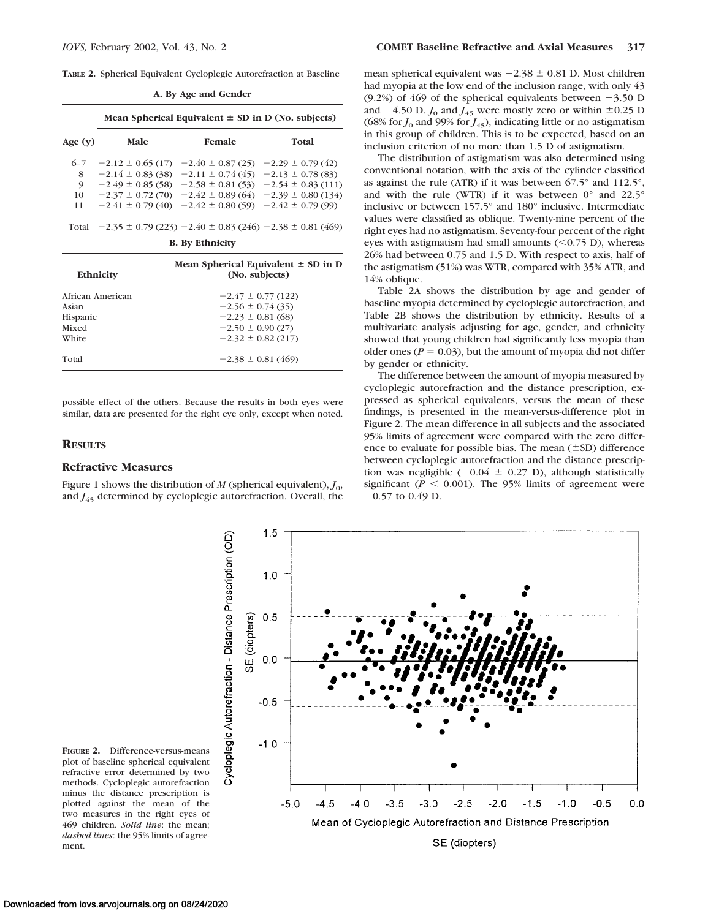**TABLE 2.** Spherical Equivalent Cycloplegic Autorefraction at Baseline

**A. By Age and Gender**

| Age (y) | Male | Female | Total |
|---|---|---|---|
| | Mean Spherical Equivalent ± SD in D (No. subjects) | | |
| 6–7 | −2.12 ± 0.65 (17) | −2.40 ± 0.87 (25) | −2.29 ± 0.79 (42) |
| 8 | −2.14 ± 0.83 (38) | −2.11 ± 0.74 (45) | −2.13 ± 0.78 (83) |
| 9 | −2.49 ± 0.85 (58) | −2.58 ± 0.81 (53) | −2.54 ± 0.83 (111) |
| 10 | −2.37 ± 0.72 (70) | −2.42 ± 0.89 (64) | −2.39 ± 0.80 (134) |
| 11 | −2.41 ± 0.79 (40) | −2.42 ± 0.80 (59) | −2.42 ± 0.79 (99) |
| Total | −2.35 ± 0.79 (223) | −2.40 ± 0.83 (246) | −2.38 ± 0.81 (469) |

**B. By Ethnicity**

| Ethnicity | Mean Spherical Equivalent ± SD in D (No. subjects) |
|---|---|
| African American | −2.47 ± 0.77 (122) |
| Asian | −2.56 ± 0.74 (35) |
| Hispanic | −2.23 ± 0.81 (68) |
| Mixed | −2.50 ± 0.90 (27) |
| White | −2.32 ± 0.82 (217) |
| Total | −2.38 ± 0.81 (469) |

possible effect of the others. Because the results in both eyes were similar, data are presented for the right eye only, except when noted.

## RESULTS

### Refractive Measures

Figure 1 shows the distribution of $M$ (spherical equivalent), $J_0$, and $J_{45}$ determined by cycloplegic autorefraction. Overall, the mean spherical equivalent was −2.38 ± 0.81 D. Most children had myopia at the low end of the inclusion range, with only 43 (9.2%) of 469 of the spherical equivalents between −3.50 D and −4.50 D. $J_0$ and $J_{45}$ were mostly zero or within ±0.25 D (68% for $J_0$ and 99% for $J_{45}$), indicating little or no astigmatism in this group of children. This is to be expected, based on an inclusion criterion of no more than 1.5 D of astigmatism.

The distribution of astigmatism was also determined using conventional notation, with the axis of the cylinder classified as against the rule (ATR) if it was between 67.5° and 112.5°, and with the rule (WTR) if it was between 0° and 22.5° inclusive or between 157.5° and 180° inclusive. Intermediate values were classified as oblique. Twenty-nine percent of the right eyes had no astigmatism. Seventy-four percent of the right eyes with astigmatism had small amounts (<0.75 D), whereas 26% had between 0.75 and 1.5 D. With respect to axis, half of the astigmatism (51%) was WTR, compared with 35% ATR, and 14% oblique.

Table 2A shows the distribution by age and gender of baseline myopia determined by cycloplegic autorefraction, and Table 2B shows the distribution by ethnicity. Results of a multivariate analysis adjusting for age, gender, and ethnicity showed that young children had significantly less myopia than older ones ($P = 0.03$), but the amount of myopia did not differ by gender or ethnicity.

The difference between the amount of myopia measured by cycloplegic autorefraction and the distance prescription, expressed as spherical equivalents, versus the mean of these findings, is presented in the mean-versus-difference plot in Figure 2. The mean difference in all subjects and the associated 95% limits of agreement were compared with the zero difference to evaluate for possible bias. The mean (±SD) difference between cycloplegic autorefraction and the distance prescription was negligible (−0.04 ± 0.27 D), although statistically significant ($P < 0.001$). The 95% limits of agreement were −0.57 to 0.49 D.

**FIGURE 2.** Difference-versus-means plot of baseline spherical equivalent refractive error determined by two methods. Cycloplegic autorefraction minus the distance prescription is plotted against the mean of the two measures in the right eyes of 469 children. *Solid line*: the mean; *dashed lines*: the 95% limits of agreement.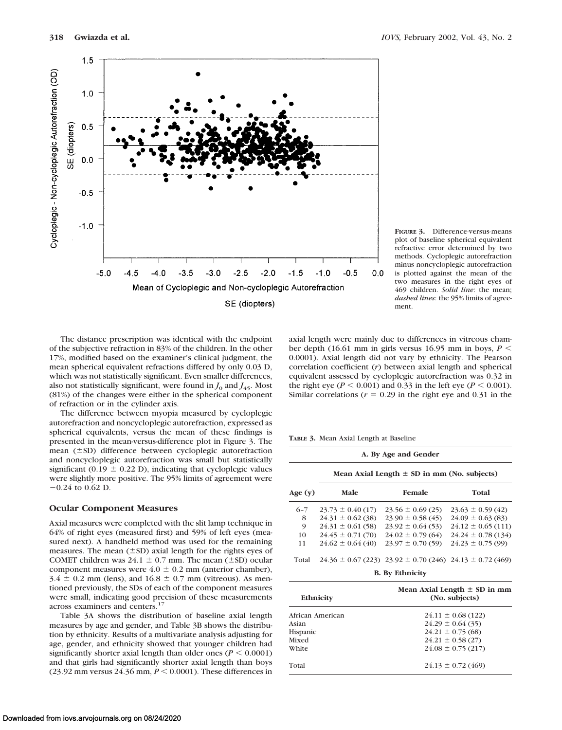**FIGURE 3.** Difference-versus-means plot of baseline spherical equivalent refractive error determined by two methods. Cycloplegic autorefraction minus noncycloplegic autorefraction is plotted against the mean of the two measures in the right eyes of 469 children. *Solid line*: the mean; *dashed lines*: the 95% limits of agreement.

The distance prescription was identical with the endpoint of the subjective refraction in 83% of the children. In the other 17%, modified based on the examiner's clinical judgment, the mean spherical equivalent refractions differed by only 0.03 D, which was not statistically significant. Even smaller differences, also not statistically significant, were found in $J_0$ and $J_{45}$. Most (81%) of the changes were either in the spherical component of refraction or in the cylinder axis.

The difference between myopia measured by cycloplegic autorefraction and noncycloplegic autorefraction, expressed as spherical equivalents, versus the mean of these findings is presented in the mean-versus-difference plot in Figure 3. The mean (±SD) difference between cycloplegic autorefraction and noncycloplegic autorefraction was small but statistically significant (0.19 ± 0.22 D), indicating that cycloplegic values were slightly more positive. The 95% limits of agreement were −0.24 to 0.62 D.

## Ocular Component Measures

Axial measures were completed with the slit lamp technique in 64% of right eyes (measured first) and 59% of left eyes (measured next). A handheld method was used for the remaining measures. The mean (±SD) axial length for the rights eyes of COMET children was 24.1 ± 0.7 mm. The mean (±SD) ocular component measures were 4.0 ± 0.2 mm (anterior chamber), 3.4 ± 0.2 mm (lens), and 16.8 ± 0.7 mm (vitreous). As mentioned previously, the SDs of each of the component measures were small, indicating good precision of these measurements across examiners and centers.[17]

Table 3A shows the distribution of baseline axial length measures by age and gender, and Table 3B shows the distribution by ethnicity. Results of a multivariate analysis adjusting for age, gender, and ethnicity showed that younger children had significantly shorter axial length than older ones ($P < 0.0001$) and that girls had significantly shorter axial length than boys (23.92 mm versus 24.36 mm, $P < 0.0001$). These differences in axial length were mainly due to differences in vitreous chamber depth (16.61 mm in girls versus 16.95 mm in boys, $P < 0.0001$). Axial length did not vary by ethnicity. The Pearson correlation coefficient (*r*) between axial length and spherical equivalent assessed by cycloplegic autorefraction was 0.32 in the right eye ($P < 0.001$) and 0.33 in the left eye ($P < 0.001$). Similar correlations ($r = 0.29$ in the right eye and 0.31 in the

**TABLE 3.** Mean Axial Length at Baseline

**A. By Age and Gender**

| Age (y) | Mean Axial Length ± SD in mm (No. subjects) | | |
|---|---|---|---|
| | Male | Female | Total |
| 6–7 | 23.73 ± 0.40 (17) | 23.56 ± 0.69 (25) | 23.63 ± 0.59 (42) |
| 8 | 24.31 ± 0.62 (38) | 23.90 ± 0.58 (45) | 24.09 ± 0.63 (83) |
| 9 | 24.31 ± 0.61 (58) | 23.92 ± 0.64 (53) | 24.12 ± 0.65 (111) |
| 10 | 24.45 ± 0.71 (70) | 24.02 ± 0.79 (64) | 24.24 ± 0.78 (134) |
| 11 | 24.62 ± 0.64 (40) | 23.97 ± 0.70 (59) | 24.23 ± 0.75 (99) |
| Total | 24.36 ± 0.67 (223) | 23.92 ± 0.70 (246) | 24.13 ± 0.72 (469) |

**B. By Ethnicity**

| Ethnicity | Mean Axial Length ± SD in mm (No. subjects) |
|---|---|
| African American | 24.11 ± 0.68 (122) |
| Asian | 24.29 ± 0.64 (35) |
| Hispanic | 24.21 ± 0.75 (68) |
| Mixed | 24.21 ± 0.58 (27) |
| White | 24.08 ± 0.75 (217) |
| Total | 24.13 ± 0.72 (469) |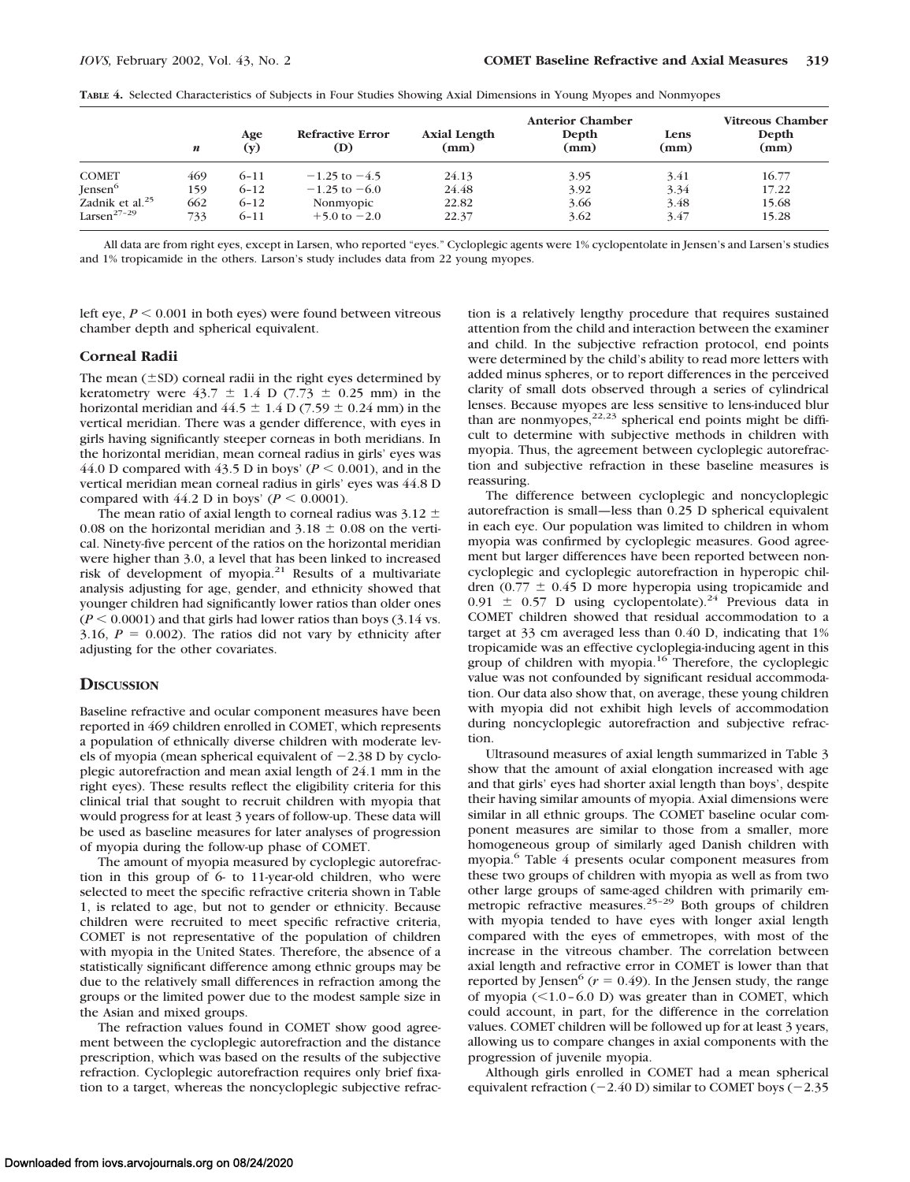**TABLE 4.** Selected Characteristics of Subjects in Four Studies Showing Axial Dimensions in Young Myopes and Nonmyopes

| | *n* | Age (y) | Refractive Error (D) | Axial Length (mm) | Anterior Chamber Depth (mm) | Lens (mm) | Vitreous Chamber Depth (mm) |
|---|---|---|---|---|---|---|---|
| COMET | 469 | 6–11 | −1.25 to −4.5 | 24.13 | 3.95 | 3.41 | 16.77 |
| Jensen[6] | 159 | 6–12 | −1.25 to −6.0 | 24.48 | 3.92 | 3.34 | 17.22 |
| Zadnik et al.[25] | 662 | 6–12 | Nonmyopic | 22.82 | 3.66 | 3.48 | 15.68 |
| Larsen[27–29] | 733 | 6–11 | +5.0 to −2.0 | 22.37 | 3.62 | 3.47 | 15.28 |

All data are from right eyes, except in Larsen, who reported "eyes." Cycloplegic agents were 1% cyclopentolate in Jensen's and Larsen's studies and 1% tropicamide in the others. Larson's study includes data from 22 young myopes.

left eye, $P < 0.001$ in both eyes) were found between vitreous chamber depth and spherical equivalent.

### Corneal Radii

The mean (±SD) corneal radii in the right eyes determined by keratometry were 43.7 ± 1.4 D (7.73 ± 0.25 mm) in the horizontal meridian and 44.5 ± 1.4 D (7.59 ± 0.24 mm) in the vertical meridian. There was a gender difference, with eyes in girls having significantly steeper corneas in both meridians. In the horizontal meridian, mean corneal radius in girls' eyes was 44.0 D compared with 43.5 D in boys' ($P < 0.001$), and in the vertical meridian mean corneal radius in girls' eyes was 44.8 D compared with 44.2 D in boys' ($P < 0.0001$).

The mean ratio of axial length to corneal radius was 3.12 ± 0.08 on the horizontal meridian and 3.18 ± 0.08 on the vertical. Ninety-five percent of the ratios on the horizontal meridian were higher than 3.0, a level that has been linked to increased risk of development of myopia.[21] Results of a multivariate analysis adjusting for age, gender, and ethnicity showed that younger children had significantly lower ratios than older ones ($P < 0.0001$) and that girls had lower ratios than boys (3.14 vs. 3.16, $P = 0.002$). The ratios did not vary by ethnicity after adjusting for the other covariates.

## Discussion

Baseline refractive and ocular component measures have been reported in 469 children enrolled in COMET, which represents a population of ethnically diverse children with moderate levels of myopia (mean spherical equivalent of −2.38 D by cycloplegic autorefraction and mean axial length of 24.1 mm in the right eyes). These results reflect the eligibility criteria for this clinical trial that sought to recruit children with myopia that would progress for at least 3 years of follow-up. These data will be used as baseline measures for later analyses of progression of myopia during the follow-up phase of COMET.

The amount of myopia measured by cycloplegic autorefraction in this group of 6- to 11-year-old children, who were selected to meet the specific refractive criteria shown in Table 1, is related to age, but not to gender or ethnicity. Because children were recruited to meet specific refractive criteria, COMET is not representative of the population of children with myopia in the United States. Therefore, the absence of a statistically significant difference among ethnic groups may be due to the relatively small differences in refraction among the groups or the limited power due to the modest sample size in the Asian and mixed groups.

The refraction values found in COMET show good agreement between the cycloplegic autorefraction and the distance prescription, which was based on the results of the subjective refraction. Cycloplegic autorefraction requires only brief fixation to a target, whereas the noncycloplegic subjective refraction is a relatively lengthy procedure that requires sustained attention from the child and interaction between the examiner and child. In the subjective refraction protocol, end points were determined by the child's ability to read more letters with added minus spheres, or to report differences in the perceived clarity of small dots observed through a series of cylindrical lenses. Because myopes are less sensitive to lens-induced blur than are nonmyopes,[22,23] spherical end points might be difficult to determine with subjective methods in children with myopia. Thus, the agreement between cycloplegic autorefraction and subjective refraction in these baseline measures is reassuring.

The difference between cycloplegic and noncycloplegic autorefraction is small—less than 0.25 D spherical equivalent in each eye. Our population was limited to children in whom myopia was confirmed by cycloplegic measures. Good agreement but larger differences have been reported between noncycloplegic and cycloplegic autorefraction in hyperopic children (0.77 ± 0.45 D more hyperopia using tropicamide and 0.91 ± 0.57 D using cyclopentolate).[24] Previous data in COMET children showed that residual accommodation to a target at 33 cm averaged less than 0.40 D, indicating that 1% tropicamide was an effective cycloplegia-inducing agent in this group of children with myopia.[16] Therefore, the cycloplegic value was not confounded by significant residual accommodation. Our data also show that, on average, these young children with myopia did not exhibit high levels of accommodation during noncycloplegic autorefraction and subjective refraction.

Ultrasound measures of axial length summarized in Table 3 show that the amount of axial elongation increased with age and that girls' eyes had shorter axial length than boys', despite their having similar amounts of myopia. Axial dimensions were similar in all ethnic groups. The COMET baseline ocular component measures are similar to those from a smaller, more homogeneous group of similarly aged Danish children with myopia.[6] Table 4 presents ocular component measures from these two groups of children with myopia as well as from two other large groups of same-aged children with primarily emmetropic refractive measures.[25–29] Both groups of children with myopia tended to have eyes with longer axial length compared with the eyes of emmetropes, with most of the increase in the vitreous chamber. The correlation between axial length and refractive error in COMET is lower than that reported by Jensen[6] ($r = 0.49$). In the Jensen study, the range of myopia (<1.0–6.0 D) was greater than in COMET, which could account, in part, for the difference in the correlation values. COMET children will be followed up for at least 3 years, allowing us to compare changes in axial components with the progression of juvenile myopia.

Although girls enrolled in COMET had a mean spherical equivalent refraction (−2.40 D) similar to COMET boys (−2.35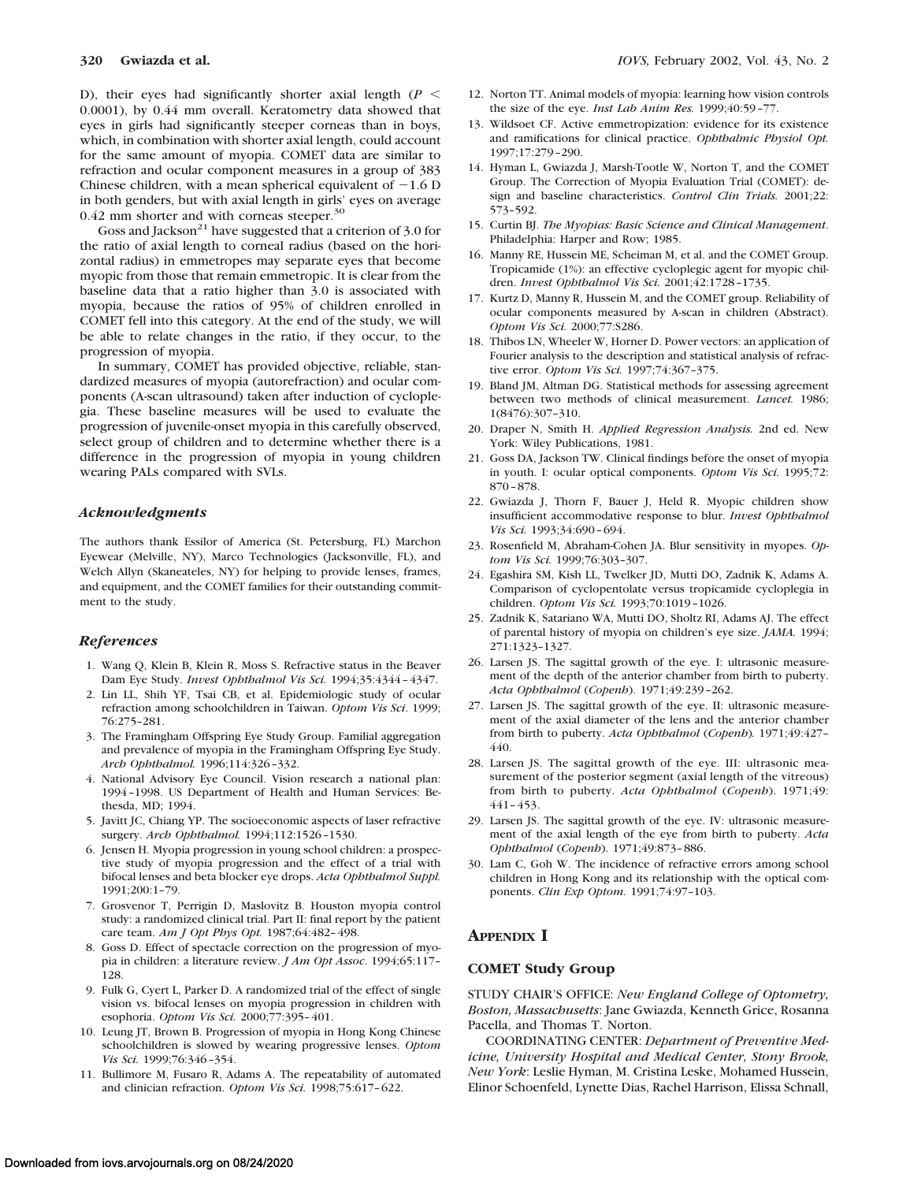D), their eyes had significantly shorter axial length ($P < 0.0001$), by 0.44 mm overall. Keratometry data showed that eyes in girls had significantly steeper corneas than in boys, which, in combination with shorter axial length, could account for the same amount of myopia. COMET data are similar to refraction and ocular component measures in a group of 383 Chinese children, with a mean spherical equivalent of −1.6 D in both genders, but with axial length in girls' eyes on average 0.42 mm shorter and with corneas steeper.[30]

Goss and Jackson[21] have suggested that a criterion of 3.0 for the ratio of axial length to corneal radius (based on the horizontal radius) in emmetropes may separate eyes that become myopic from those that remain emmetropic. It is clear from the baseline data that a ratio higher than 3.0 is associated with myopia, because the ratios of 95% of children enrolled in COMET fell into this category. At the end of the study, we will be able to relate changes in the ratio, if they occur, to the progression of myopia.

In summary, COMET has provided objective, reliable, standardized measures of myopia (autorefraction) and ocular components (A-scan ultrasound) taken after induction of cycloplegia. These baseline measures will be used to evaluate the progression of juvenile-onset myopia in this carefully observed, select group of children and to determine whether there is a difference in the progression of myopia in young children wearing PALs compared with SVLs.

### *Acknowledgments*

The authors thank Essilor of America (St. Petersburg, FL) Marchon Eyewear (Melville, NY), Marco Technologies (Jacksonville, FL), and Welch Allyn (Skaneateles, NY) for helping to provide lenses, frames, and equipment, and the COMET families for their outstanding commitment to the study.

### *References*

1. Wang Q, Klein B, Klein R, Moss S. Refractive status in the Beaver Dam Eye Study. *Invest Ophthalmol Vis Sci.* 1994;35:4344–4347.
2. Lin LL, Shih YF, Tsai CB, et al. Epidemiologic study of ocular refraction among schoolchildren in Taiwan. *Optom Vis Sci*. 1999; 76:275–281.
3. The Framingham Offspring Eye Study Group. Familial aggregation and prevalence of myopia in the Framingham Offspring Eye Study. *Arch Ophthalmol.* 1996;114:326–332.
4. National Advisory Eye Council. Vision research a national plan: 1994–1998. US Department of Health and Human Services: Bethesda, MD; 1994.
5. Javitt JC, Chiang YP. The socioeconomic aspects of laser refractive surgery. *Arch Ophthalmol.* 1994;112:1526–1530.
6. Jensen H. Myopia progression in young school children: a prospective study of myopia progression and the effect of a trial with bifocal lenses and beta blocker eye drops. *Acta Ophthalmol Suppl.* 1991;200:1–79.
7. Grosvenor T, Perrigin D, Maslovitz B. Houston myopia control study: a randomized clinical trial. Part II: final report by the patient care team. *Am J Opt Phys Opt.* 1987;64:482–498.
8. Goss D. Effect of spectacle correction on the progression of myopia in children: a literature review. *J Am Opt Assoc*. 1994;65:117–128.
9. Fulk G, Cyert L, Parker D. A randomized trial of the effect of single vision vs. bifocal lenses on myopia progression in children with esophoria. *Optom Vis Sci.* 2000;77:395–401.
10. Leung JT, Brown B. Progression of myopia in Hong Kong Chinese schoolchildren is slowed by wearing progressive lenses. *Optom Vis Sci.* 1999;76:346–354.
11. Bullimore M, Fusaro R, Adams A. The repeatability of automated and clinician refraction. *Optom Vis Sci.* 1998;75:617–622.
12. Norton TT. Animal models of myopia: learning how vision controls the size of the eye. *Inst Lab Anim Res.* 1999;40:59–77.
13. Wildsoet CF. Active emmetropization: evidence for its existence and ramifications for clinical practice. *Ophthalmic Physiol Opt.* 1997;17:279–290.
14. Hyman L, Gwiazda J, Marsh-Tootle W, Norton T, and the COMET Group. The Correction of Myopia Evaluation Trial (COMET): design and baseline characteristics. *Control Clin Trials.* 2001;22: 573–592.
15. Curtin BJ. *The Myopias: Basic Science and Clinical Management*. Philadelphia: Harper and Row; 1985.
16. Manny RE, Hussein ME, Scheiman M, et al. and the COMET Group. Tropicamide (1%): an effective cycloplegic agent for myopic children. *Invest Ophthalmol Vis Sci.* 2001;42:1728–1735.
17. Kurtz D, Manny R, Hussein M, and the COMET group. Reliability of ocular components measured by A-scan in children (Abstract). *Optom Vis Sci.* 2000;77:S286.
18. Thibos LN, Wheeler W, Horner D. Power vectors: an application of Fourier analysis to the description and statistical analysis of refractive error. *Optom Vis Sci.* 1997;74:367–375.
19. Bland JM, Altman DG. Statistical methods for assessing agreement between two methods of clinical measurement. *Lancet.* 1986; 1(8476):307–310.
20. Draper N, Smith H. *Applied Regression Analysis.* 2nd ed. New York: Wiley Publications, 1981.
21. Goss DA, Jackson TW. Clinical findings before the onset of myopia in youth. I: ocular optical components. *Optom Vis Sci.* 1995;72: 870–878.
22. Gwiazda J, Thorn F, Bauer J, Held R. Myopic children show insufficient accommodative response to blur. *Invest Ophthalmol Vis Sci.* 1993;34:690–694.
23. Rosenfield M, Abraham-Cohen JA. Blur sensitivity in myopes. *Optom Vis Sci.* 1999;76:303–307.
24. Egashira SM, Kish LL, Twelker JD, Mutti DO, Zadnik K, Adams A. Comparison of cyclopentolate versus tropicamide cycloplegia in children. *Optom Vis Sci.* 1993;70:1019–1026.
25. Zadnik K, Satariano WA, Mutti DO, Sholtz RI, Adams AJ. The effect of parental history of myopia on children's eye size. *JAMA.* 1994; 271:1323–1327.
26. Larsen JS. The sagittal growth of the eye. I: ultrasonic measurement of the depth of the anterior chamber from birth to puberty. *Acta Ophthalmol (Copenh)*. 1971;49:239–262.
27. Larsen JS. The sagittal growth of the eye. II: ultrasonic measurement of the axial diameter of the lens and the anterior chamber from birth to puberty. *Acta Ophthalmol (Copenh).* 1971;49:427–440.
28. Larsen JS. The sagittal growth of the eye. III: ultrasonic measurement of the posterior segment (axial length of the vitreous) from birth to puberty. *Acta Ophthalmol (Copenh)*. 1971;49: 441–453.
29. Larsen JS. The sagittal growth of the eye. IV: ultrasonic measurement of the axial length of the eye from birth to puberty. *Acta Ophthalmol (Copenh)*. 1971;49:873–886.
30. Lam C, Goh W. The incidence of refractive errors among school children in Hong Kong and its relationship with the optical components. *Clin Exp Optom.* 1991;74:97–103.

## APPENDIX I

### COMET Study Group

STUDY CHAIR'S OFFICE: *New England College of Optometry, Boston, Massachusetts*: Jane Gwiazda, Kenneth Grice, Rosanna Pacella, and Thomas T. Norton.

COORDINATING CENTER: *Department of Preventive Medicine, University Hospital and Medical Center, Stony Brook, New York*: Leslie Hyman, M. Cristina Leske, Mohamed Hussein, Elinor Schoenfeld, Lynette Dias, Rachel Harrison, Elissa Schnall,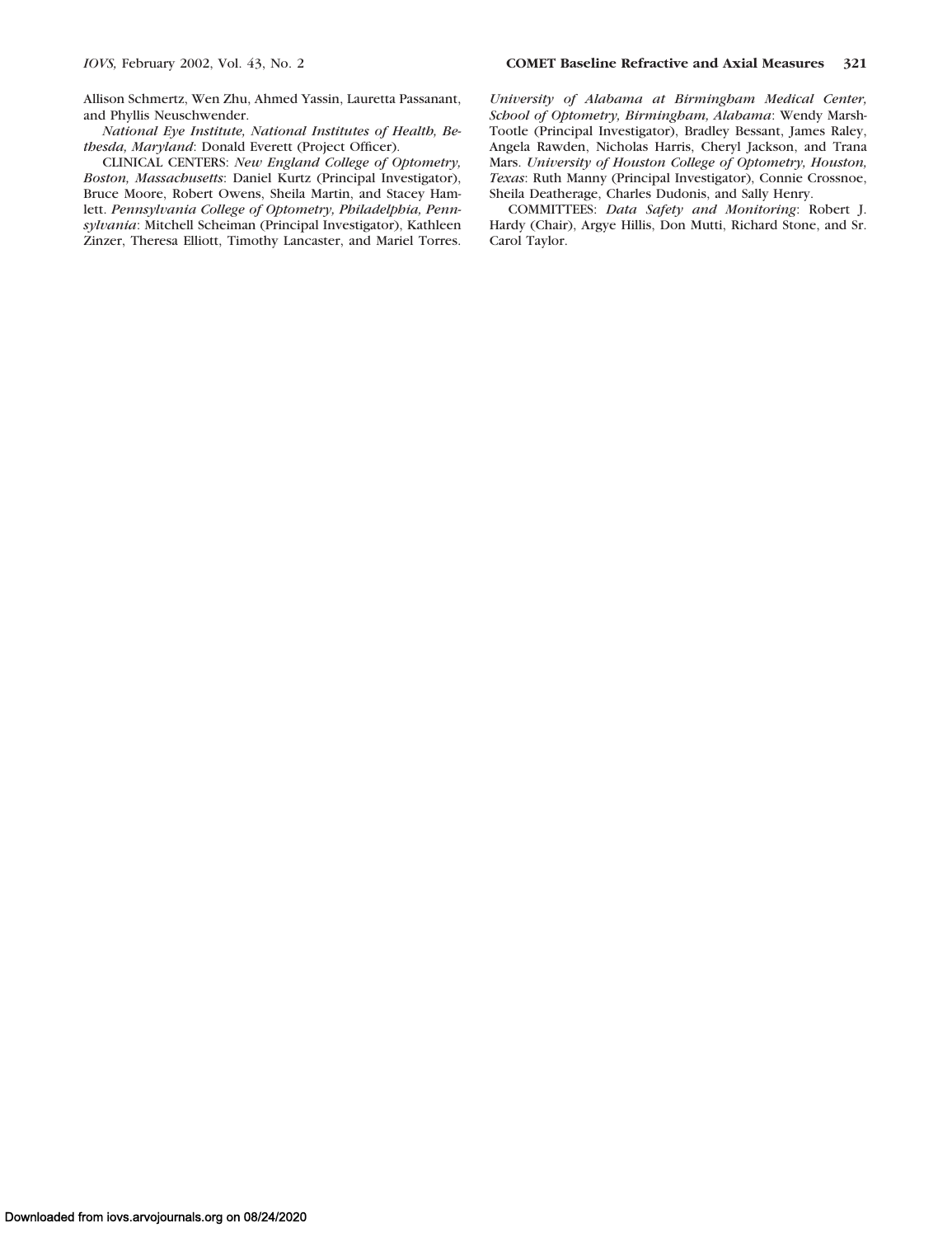Allison Schmertz, Wen Zhu, Ahmed Yassin, Lauretta Passanant, and Phyllis Neuschwender.

*National Eye Institute, National Institutes of Health, Bethesda, Maryland*: Donald Everett (Project Officer).

CLINICAL CENTERS: *New England College of Optometry, Boston, Massachusetts*: Daniel Kurtz (Principal Investigator), Bruce Moore, Robert Owens, Sheila Martin, and Stacey Hamlett. *Pennsylvania College of Optometry, Philadelphia, Pennsylvania*: Mitchell Scheiman (Principal Investigator), Kathleen Zinzer, Theresa Elliott, Timothy Lancaster, and Mariel Torres. *University of Alabama at Birmingham Medical Center, School of Optometry, Birmingham, Alabama*: Wendy Marsh-Tootle (Principal Investigator), Bradley Bessant, James Raley, Angela Rawden, Nicholas Harris, Cheryl Jackson, and Trana Mars. *University of Houston College of Optometry, Houston, Texas*: Ruth Manny (Principal Investigator), Connie Crossnoe, Sheila Deatherage, Charles Dudonis, and Sally Henry.

COMMITTEES: *Data Safety and Monitoring*: Robert J. Hardy (Chair), Argye Hillis, Don Mutti, Richard Stone, and Sr. Carol Taylor.